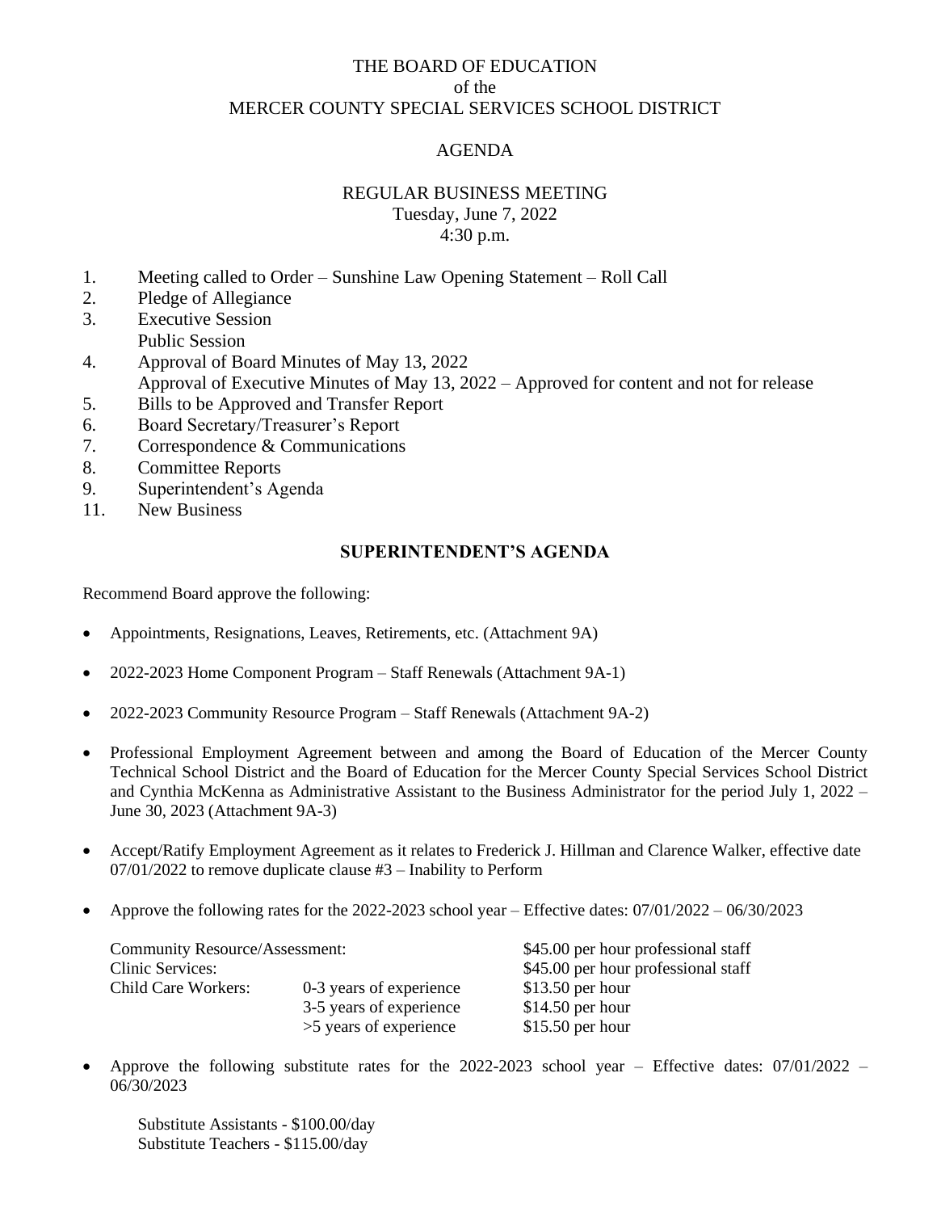THE BOARD OF EDUCATION
of the
MERCER COUNTY SPECIAL SERVICES SCHOOL DISTRICT

AGENDA

REGULAR BUSINESS MEETING
Tuesday, June 7, 2022
4:30 p.m.

1. Meeting called to Order – Sunshine Law Opening Statement – Roll Call
2. Pledge of Allegiance
3. Executive Session
   Public Session
4. Approval of Board Minutes of May 13, 2022
   Approval of Executive Minutes of May 13, 2022 – Approved for content and not for release
5. Bills to be Approved and Transfer Report
6. Board Secretary/Treasurer's Report
7. Correspondence & Communications
8. Committee Reports
9. Superintendent's Agenda

11. New Business

## SUPERINTENDENT'S AGENDA

Recommend Board approve the following:

- Appointments, Resignations, Leaves, Retirements, etc. (Attachment 9A)
- 2022-2023 Home Component Program – Staff Renewals (Attachment 9A-1)
- 2022-2023 Community Resource Program – Staff Renewals (Attachment 9A-2)
- Professional Employment Agreement between and among the Board of Education of the Mercer County Technical School District and the Board of Education for the Mercer County Special Services School District and Cynthia McKenna as Administrative Assistant to the Business Administrator for the period July 1, 2022 – June 30, 2023 (Attachment 9A-3)
- Accept/Ratify Employment Agreement as it relates to Frederick J. Hillman and Clarence Walker, effective date 07/01/2022 to remove duplicate clause #3 – Inability to Perform
- Approve the following rates for the 2022-2023 school year – Effective dates: 07/01/2022 – 06/30/2023

| | | |
|---|---|---|
| Community Resource/Assessment: | | $45.00 per hour professional staff |
| Clinic Services: | | $45.00 per hour professional staff |
| Child Care Workers: | 0-3 years of experience | $13.50 per hour |
| | 3-5 years of experience | $14.50 per hour |
| | >5 years of experience | $15.50 per hour |

- Approve the following substitute rates for the 2022-2023 school year – Effective dates: 07/01/2022 – 06/30/2023

  Substitute Assistants - $100.00/day
  Substitute Teachers - $115.00/day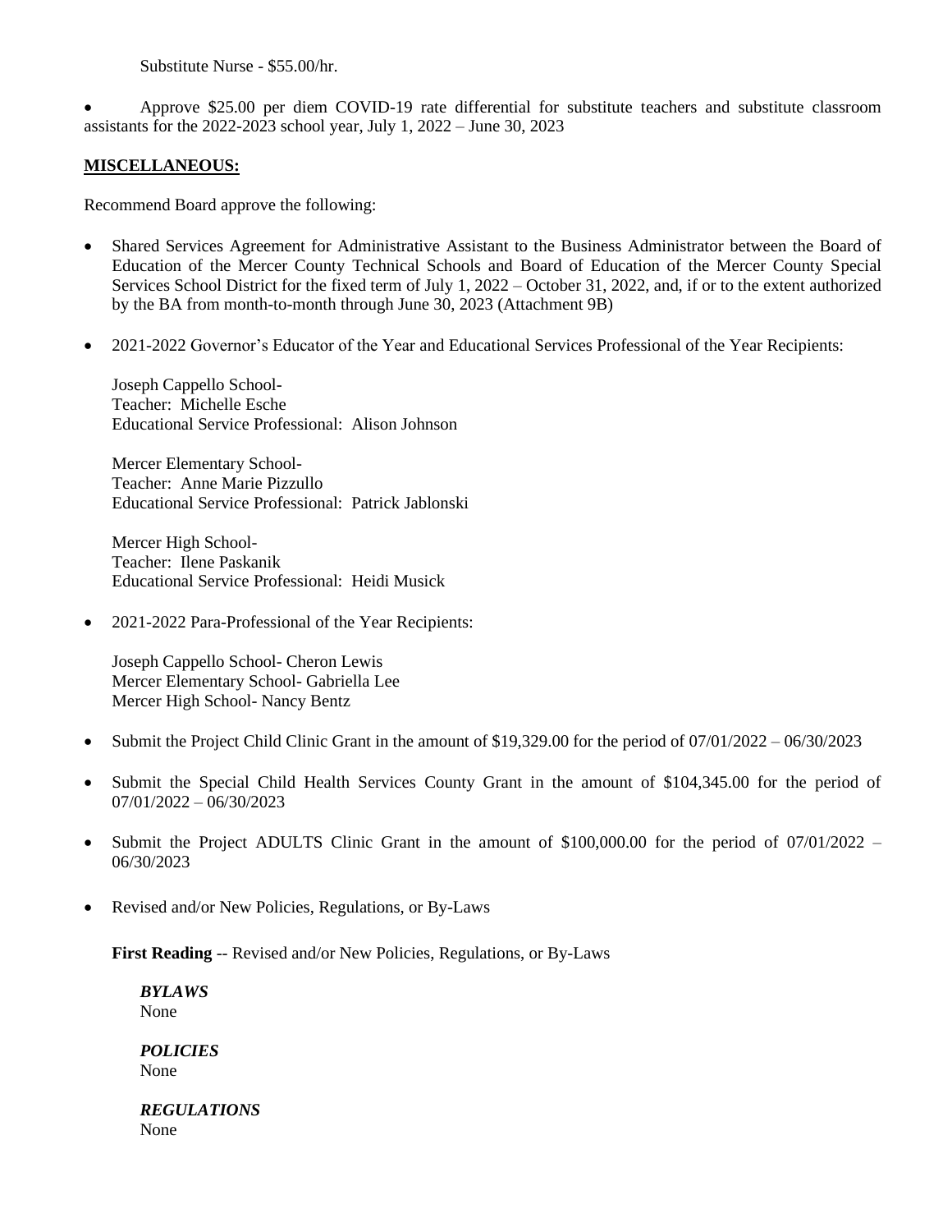Substitute Nurse - $55.00/hr.

- Approve $25.00 per diem COVID-19 rate differential for substitute teachers and substitute classroom assistants for the 2022-2023 school year, July 1, 2022 – June 30, 2023

**MISCELLANEOUS:**

Recommend Board approve the following:

- Shared Services Agreement for Administrative Assistant to the Business Administrator between the Board of Education of the Mercer County Technical Schools and Board of Education of the Mercer County Special Services School District for the fixed term of July 1, 2022 – October 31, 2022, and, if or to the extent authorized by the BA from month-to-month through June 30, 2023 (Attachment 9B)

- 2021-2022 Governor's Educator of the Year and Educational Services Professional of the Year Recipients:

  Joseph Cappello School-
  Teacher: Michelle Esche
  Educational Service Professional: Alison Johnson

  Mercer Elementary School-
  Teacher: Anne Marie Pizzullo
  Educational Service Professional: Patrick Jablonski

  Mercer High School-
  Teacher: Ilene Paskanik
  Educational Service Professional: Heidi Musick

- 2021-2022 Para-Professional of the Year Recipients:

  Joseph Cappello School- Cheron Lewis
  Mercer Elementary School- Gabriella Lee
  Mercer High School- Nancy Bentz

- Submit the Project Child Clinic Grant in the amount of $19,329.00 for the period of 07/01/2022 – 06/30/2023

- Submit the Special Child Health Services County Grant in the amount of $104,345.00 for the period of 07/01/2022 – 06/30/2023

- Submit the Project ADULTS Clinic Grant in the amount of $100,000.00 for the period of 07/01/2022 – 06/30/2023

- Revised and/or New Policies, Regulations, or By-Laws

  **First Reading** -- Revised and/or New Policies, Regulations, or By-Laws

  ***BYLAWS***
  None

  ***POLICIES***
  None

  ***REGULATIONS***
  None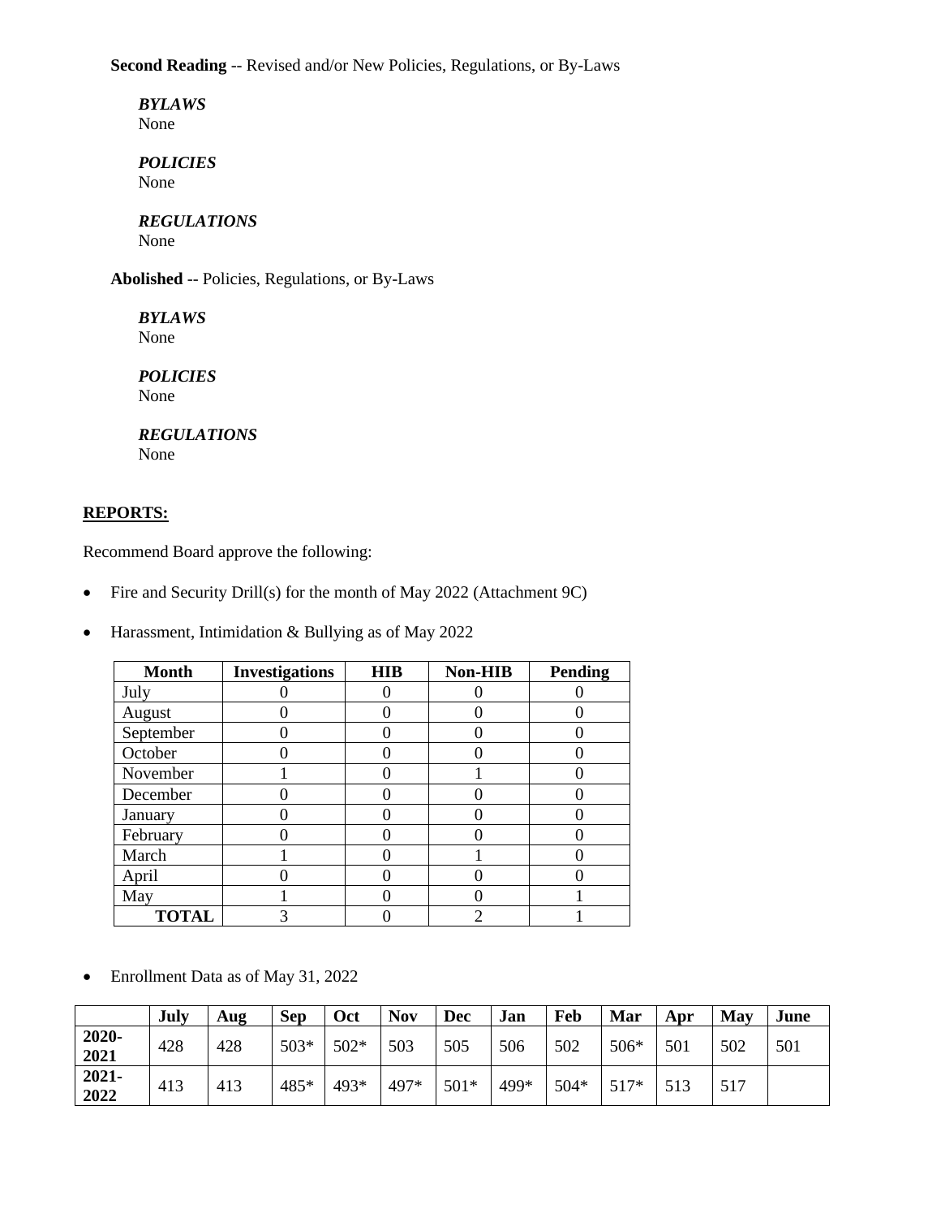**Second Reading** -- Revised and/or New Policies, Regulations, or By-Laws

*BYLAWS*
None

*POLICIES*
None

*REGULATIONS*
None

**Abolished** -- Policies, Regulations, or By-Laws

*BYLAWS*
None

*POLICIES*
None

*REGULATIONS*
None

**REPORTS:**

Recommend Board approve the following:

- Fire and Security Drill(s) for the month of May 2022 (Attachment 9C)
- Harassment, Intimidation & Bullying as of May 2022

| Month | Investigations | HIB | Non-HIB | Pending |
|---|---|---|---|---|
| July | 0 | 0 | 0 | 0 |
| August | 0 | 0 | 0 | 0 |
| September | 0 | 0 | 0 | 0 |
| October | 0 | 0 | 0 | 0 |
| November | 1 | 0 | 1 | 0 |
| December | 0 | 0 | 0 | 0 |
| January | 0 | 0 | 0 | 0 |
| February | 0 | 0 | 0 | 0 |
| March | 1 | 0 | 1 | 0 |
| April | 0 | 0 | 0 | 0 |
| May | 1 | 0 | 0 | 1 |
| **TOTAL** | 3 | 0 | 2 | 1 |

- Enrollment Data as of May 31, 2022

| | July | Aug | Sep | Oct | Nov | Dec | Jan | Feb | Mar | Apr | May | June |
|---|---|---|---|---|---|---|---|---|---|---|---|---|
| **2020-2021** | 428 | 428 | 503* | 502* | 503 | 505 | 506 | 502 | 506* | 501 | 502 | 501 |
| **2021-2022** | 413 | 413 | 485* | 493* | 497* | 501* | 499* | 504* | 517* | 513 | 517 | |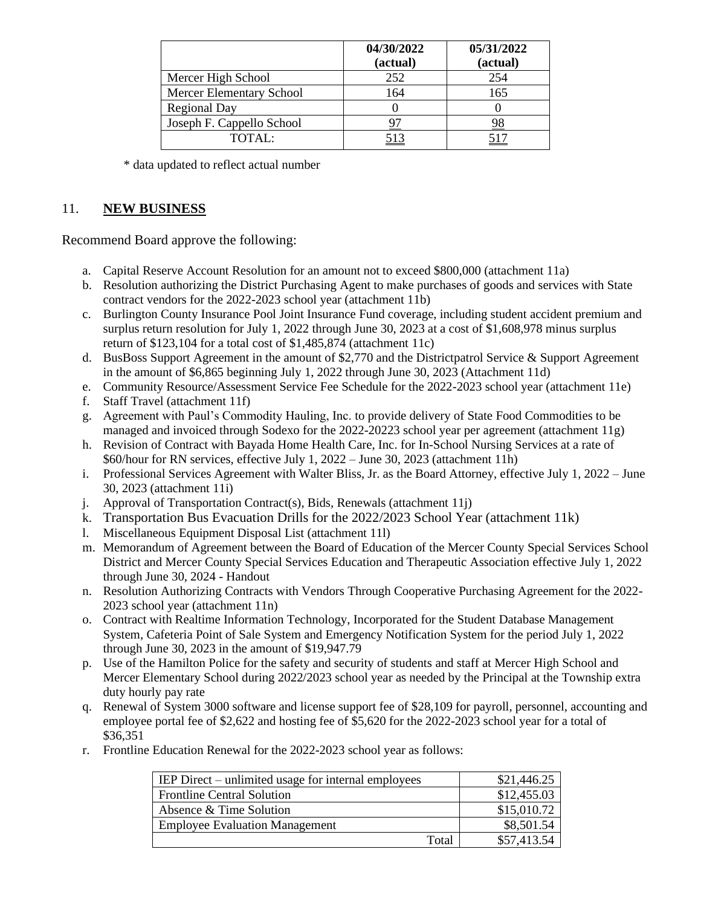| | 04/30/2022 (actual) | 05/31/2022 (actual) |
|---|---|---|
| Mercer High School | 252 | 254 |
| Mercer Elementary School | 164 | 165 |
| Regional Day | 0 | 0 |
| Joseph F. Cappello School | 97 | 98 |
| TOTAL: | 513 | 517 |

* data updated to reflect actual number

## 11. **NEW BUSINESS**

Recommend Board approve the following:

a. Capital Reserve Account Resolution for an amount not to exceed $800,000 (attachment 11a)
b. Resolution authorizing the District Purchasing Agent to make purchases of goods and services with State contract vendors for the 2022-2023 school year (attachment 11b)
c. Burlington County Insurance Pool Joint Insurance Fund coverage, including student accident premium and surplus return resolution for July 1, 2022 through June 30, 2023 at a cost of $1,608,978 minus surplus return of $123,104 for a total cost of $1,485,874 (attachment 11c)
d. BusBoss Support Agreement in the amount of $2,770 and the Districtpatrol Service & Support Agreement in the amount of $6,865 beginning July 1, 2022 through June 30, 2023 (Attachment 11d)
e. Community Resource/Assessment Service Fee Schedule for the 2022-2023 school year (attachment 11e)
f. Staff Travel (attachment 11f)
g. Agreement with Paul's Commodity Hauling, Inc. to provide delivery of State Food Commodities to be managed and invoiced through Sodexo for the 2022-20223 school year per agreement (attachment 11g)
h. Revision of Contract with Bayada Home Health Care, Inc. for In-School Nursing Services at a rate of $60/hour for RN services, effective July 1, 2022 – June 30, 2023 (attachment 11h)
i. Professional Services Agreement with Walter Bliss, Jr. as the Board Attorney, effective July 1, 2022 – June 30, 2023 (attachment 11i)
j. Approval of Transportation Contract(s), Bids, Renewals (attachment 11j)
k. Transportation Bus Evacuation Drills for the 2022/2023 School Year (attachment 11k)
l. Miscellaneous Equipment Disposal List (attachment 11l)
m. Memorandum of Agreement between the Board of Education of the Mercer County Special Services School District and Mercer County Special Services Education and Therapeutic Association effective July 1, 2022 through June 30, 2024 - Handout
n. Resolution Authorizing Contracts with Vendors Through Cooperative Purchasing Agreement for the 2022-2023 school year (attachment 11n)
o. Contract with Realtime Information Technology, Incorporated for the Student Database Management System, Cafeteria Point of Sale System and Emergency Notification System for the period July 1, 2022 through June 30, 2023 in the amount of $19,947.79
p. Use of the Hamilton Police for the safety and security of students and staff at Mercer High School and Mercer Elementary School during 2022/2023 school year as needed by the Principal at the Township extra duty hourly pay rate
q. Renewal of System 3000 software and license support fee of $28,109 for payroll, personnel, accounting and employee portal fee of $2,622 and hosting fee of $5,620 for the 2022-2023 school year for a total of $36,351
r. Frontline Education Renewal for the 2022-2023 school year as follows:

| Item | Amount |
|---|---|
| IEP Direct – unlimited usage for internal employees | $21,446.25 |
| Frontline Central Solution | $12,455.03 |
| Absence & Time Solution | $15,010.72 |
| Employee Evaluation Management | $8,501.54 |
| Total | $57,413.54 |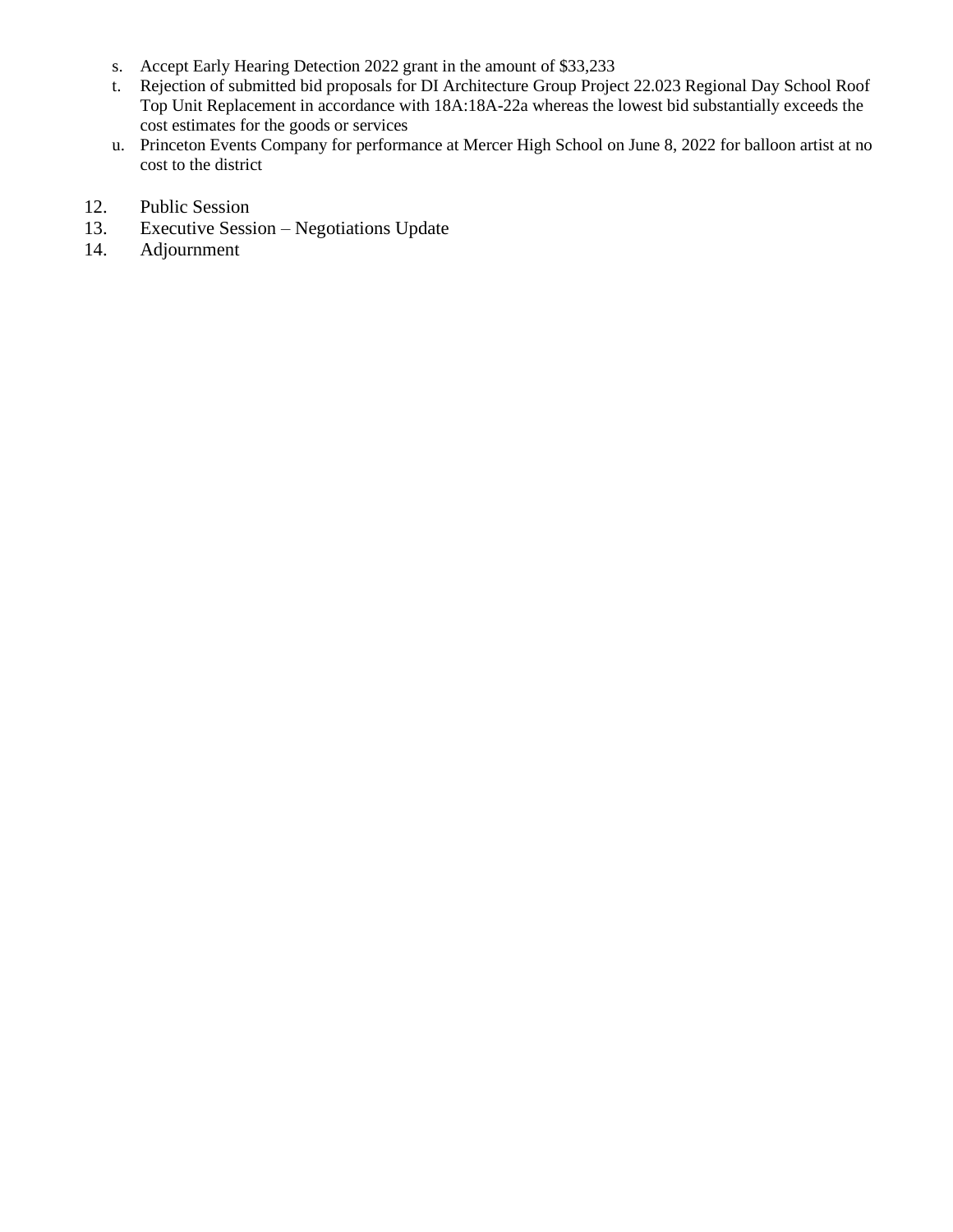s. Accept Early Hearing Detection 2022 grant in the amount of $33,233
t. Rejection of submitted bid proposals for DI Architecture Group Project 22.023 Regional Day School Roof Top Unit Replacement in accordance with 18A:18A-22a whereas the lowest bid substantially exceeds the cost estimates for the goods or services
u. Princeton Events Company for performance at Mercer High School on June 8, 2022 for balloon artist at no cost to the district

12. Public Session
13. Executive Session – Negotiations Update
14. Adjournment